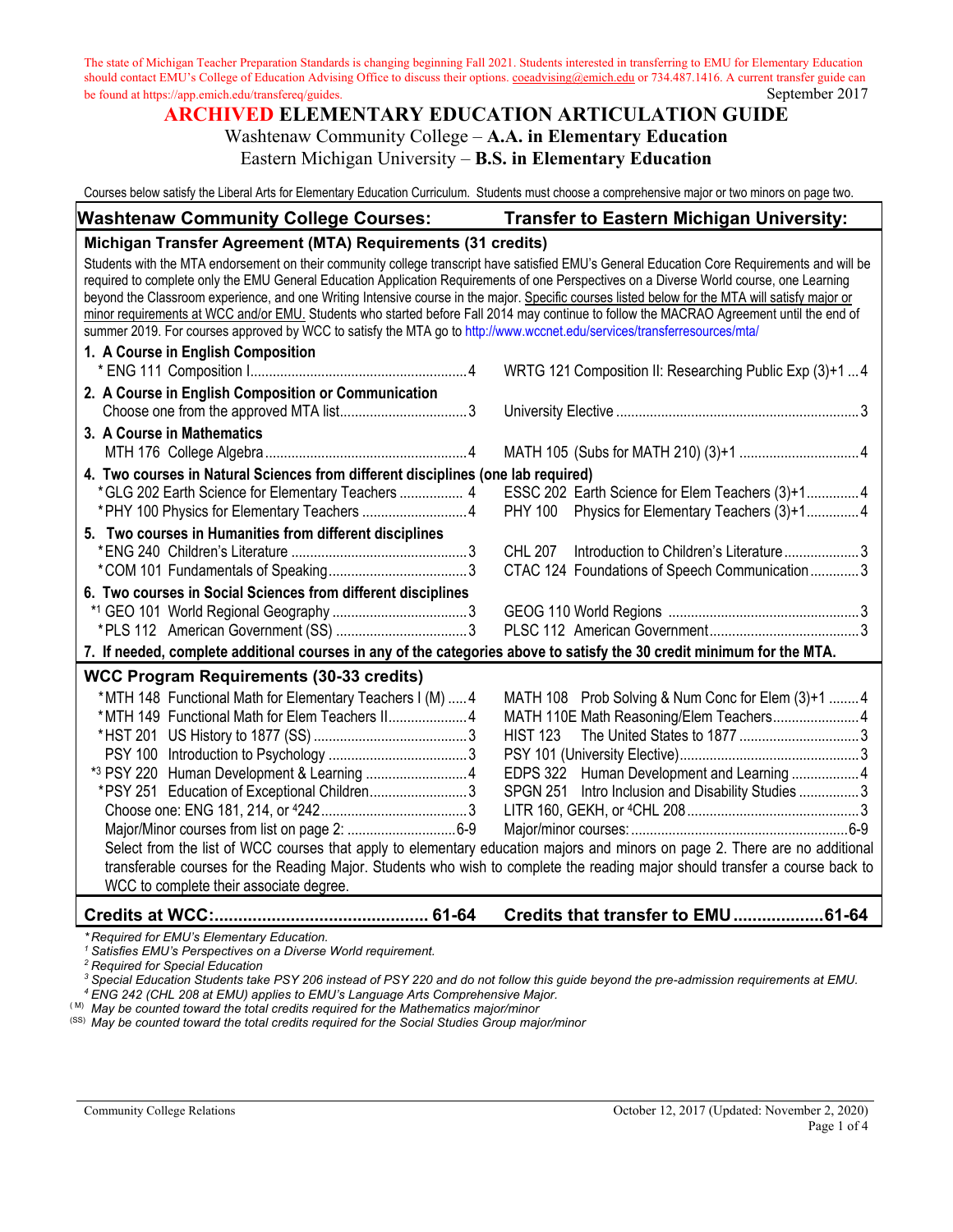The state of Michigan Teacher Preparation Standards is changing beginning Fall 2021. Students interested in transferring to EMU for Elementary Education should contact EMU's College of Education Advising Office to discuss their options. coeadvising@emich.edu or 734.487.1416. A current transfer guide can be found at https://app.emich.edu/transfereq/guides.

September 2017

# ARCHIVED ELEMENTARY EDUCATION ARTICULATION GUIDE

Washtenaw Community College – **A.A. in Elementary Education**

Eastern Michigan University – **B.S. in Elementary Education**

Courses below satisfy the Liberal Arts for Elementary Education Curriculum. Students must choose a comprehensive major or two minors on page two.

| Washtenaw Community College Courses: | Transfer to Eastern Michigan University: |
|---|---|
| **Michigan Transfer Agreement (MTA) Requirements (31 credits)** | |
| Students with the MTA endorsement on their community college transcript have satisfied EMU's General Education Core Requirements and will be required to complete only the EMU General Education Application Requirements of one Perspectives on a Diverse World course, one Learning beyond the Classroom experience, and one Writing Intensive course in the major. Specific courses listed below for the MTA will satisfy major or minor requirements at WCC and/or EMU. Students who started before Fall 2014 may continue to follow the MACRAO Agreement until the end of summer 2019. For courses approved by WCC to satisfy the MTA go to http://www.wccnet.edu/services/transferresources/mta/ | |
| **1. A Course in English Composition** | |
| * ENG 111 Composition I .... 4 | WRTG 121 Composition II: Researching Public Exp (3)+1 ... 4 |
| **2. A Course in English Composition or Communication** | |
| Choose one from the approved MTA list .... 3 | University Elective .... 3 |
| **3. A Course in Mathematics** | |
| MTH 176 College Algebra .... 4 | MATH 105 (Subs for MATH 210) (3)+1 .... 4 |
| **4. Two courses in Natural Sciences from different disciplines (one lab required)** | |
| * GLG 202 Earth Science for Elementary Teachers .... 4 | ESSC 202 Earth Science for Elem Teachers (3)+1 .... 4 |
| * PHY 100 Physics for Elementary Teachers .... 4 | PHY 100 Physics for Elementary Teachers (3)+1 .... 4 |
| **5. Two courses in Humanities from different disciplines** | |
| * ENG 240 Children's Literature .... 3 | CHL 207 Introduction to Children's Literature .... 3 |
| * COM 101 Fundamentals of Speaking .... 3 | CTAC 124 Foundations of Speech Communication .... 3 |
| **6. Two courses in Social Sciences from different disciplines** | |
| *[1] GEO 101 World Regional Geography .... 3 | GEOG 110 World Regions .... 3 |
| * PLS 112 American Government (SS) .... 3 | PLSC 112 American Government .... 3 |
| **7. If needed, complete additional courses in any of the categories above to satisfy the 30 credit minimum for the MTA.** | |
| **WCC Program Requirements (30-33 credits)** | |
| * MTH 148 Functional Math for Elementary Teachers I (M) .... 4 | MATH 108 Prob Solving & Num Conc for Elem (3)+1 .... 4 |
| * MTH 149 Functional Math for Elem Teachers II .... 4 | MATH 110E Math Reasoning/Elem Teachers .... 4 |
| * HST 201 US History to 1877 (SS) .... 3 | HIST 123 The United States to 1877 .... 3 |
| PSY 100 Introduction to Psychology .... 3 | PSY 101 (University Elective) .... 3 |
| *[3] PSY 220 Human Development & Learning .... 4 | EDPS 322 Human Development and Learning .... 4 |
| * PSY 251 Education of Exceptional Children .... 3 | SPGN 251 Intro Inclusion and Disability Studies .... 3 |
| Choose one: ENG 181, 214, or [4]242 .... 3 | LITR 160, GEKH, or [4]CHL 208 .... 3 |
| Major/Minor courses from list on page 2: .... 6-9 | Major/minor courses: .... 6-9 |
| Select from the list of WCC courses that apply to elementary education majors and minors on page 2. There are no additional transferable courses for the Reading Major. Students who wish to complete the reading major should transfer a course back to WCC to complete their associate degree. | |
| **Credits at WCC: .... 61-64** | **Credits that transfer to EMU .... 61-64** |

*\* Required for EMU's Elementary Education.*

*[1] Satisfies EMU's Perspectives on a Diverse World requirement.*

*[2] Required for Special Education*

*[3] Special Education Students take PSY 206 instead of PSY 220 and do not follow this guide beyond the pre-admission requirements at EMU.*

*[4] ENG 242 (CHL 208 at EMU) applies to EMU's Language Arts Comprehensive Major.*

(M) *May be counted toward the total credits required for the Mathematics major/minor*

(SS) *May be counted toward the total credits required for the Social Studies Group major/minor*

Community College Relations — October 12, 2017 (Updated: November 2, 2020)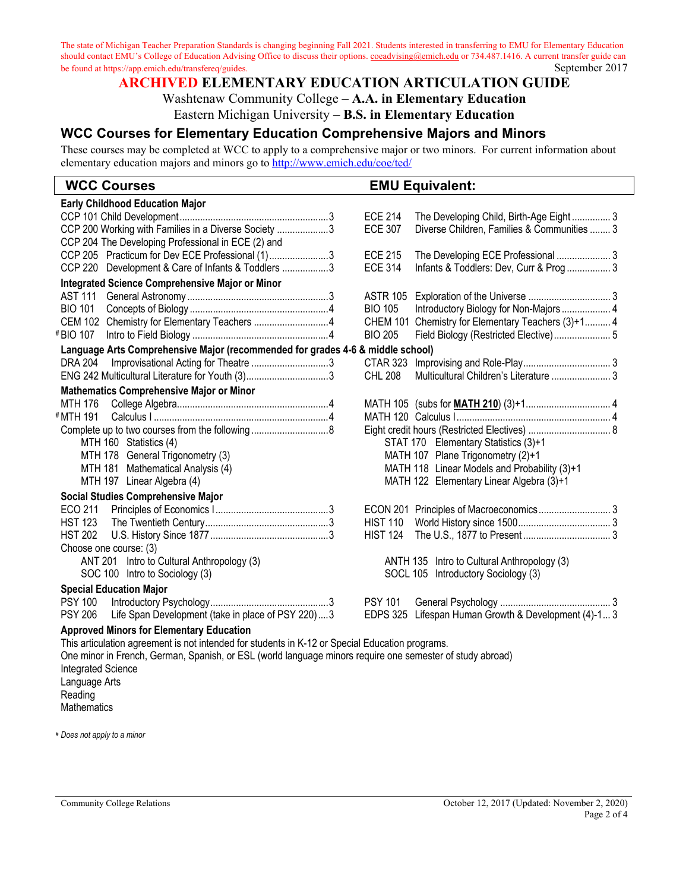The state of Michigan Teacher Preparation Standards is changing beginning Fall 2021. Students interested in transferring to EMU for Elementary Education should contact EMU's College of Education Advising Office to discuss their options. coeadvising@emich.edu or 734.487.1416. A current transfer guide can be found at https://app.emich.edu/transfereq/guides.

September 2017

# ARCHIVED ELEMENTARY EDUCATION ARTICULATION GUIDE

Washtenaw Community College – **A.A. in Elementary Education**

Eastern Michigan University – **B.S. in Elementary Education**

## WCC Courses for Elementary Education Comprehensive Majors and Minors

These courses may be completed at WCC to apply to a comprehensive major or two minors. For current information about elementary education majors and minors go to http://www.emich.edu/coe/ted/

| WCC Courses | | EMU Equivalent: | |
|---|---|---|---|
| **Early Childhood Education Major** | | | |
| CCP 101 Child Development | 3 | ECE 214 The Developing Child, Birth-Age Eight | 3 |
| CCP 200 Working with Families in a Diverse Society | 3 | ECE 307 Diverse Children, Families & Communities | 3 |
| CCP 204 The Developing Professional in ECE (2) and CCP 205 Practicum for Dev ECE Professional (1) | 3 | ECE 215 The Developing ECE Professional | 3 |
| CCP 220 Development & Care of Infants & Toddlers | 3 | ECE 314 Infants & Toddlers: Dev, Curr & Prog | 3 |
| **Integrated Science Comprehensive Major or Minor** | | | |
| AST 111 General Astronomy | 3 | ASTR 105 Exploration of the Universe | 3 |
| BIO 101 Concepts of Biology | 4 | BIO 105 Introductory Biology for Non-Majors | 4 |
| CEM 102 Chemistry for Elementary Teachers | 4 | CHEM 101 Chemistry for Elementary Teachers (3)+1 | 4 |
| #BIO 107 Intro to Field Biology | 4 | BIO 205 Field Biology (Restricted Elective) | 5 |
| **Language Arts Comprehensive Major (recommended for grades 4-6 & middle school)** | | | |
| DRA 204 Improvisational Acting for Theatre | 3 | CTAR 323 Improvising and Role-Play | 3 |
| ENG 242 Multicultural Literature for Youth (3) | 3 | CHL 208 Multicultural Children's Literature | 3 |
| **Mathematics Comprehensive Major or Minor** | | | |
| MTH 176 College Algebra | 4 | MATH 105 (subs for **MATH 210**) (3)+1 | 4 |
| #MTH 191 Calculus I | 4 | MATH 120 Calculus I | 4 |
| Complete up to two courses from the following | 8 | Eight credit hours (Restricted Electives) | 8 |
| MTH 160 Statistics (4) | | STAT 170 Elementary Statistics (3)+1 | |
| MTH 178 General Trigonometry (3) | | MATH 107 Plane Trigonometry (2)+1 | |
| MTH 181 Mathematical Analysis (4) | | MATH 118 Linear Models and Probability (3)+1 | |
| MTH 197 Linear Algebra (4) | | MATH 122 Elementary Linear Algebra (3)+1 | |
| **Social Studies Comprehensive Major** | | | |
| ECO 211 Principles of Economics I | 3 | ECON 201 Principles of Macroeconomics | 3 |
| HST 123 The Twentieth Century | 3 | HIST 110 World History since 1500 | 3 |
| HST 202 U.S. History Since 1877 | 3 | HIST 124 The U.S., 1877 to Present | 3 |
| Choose one course: (3) | | | |
| ANT 201 Intro to Cultural Anthropology (3) | | ANTH 135 Intro to Cultural Anthropology (3) | |
| SOC 100 Intro to Sociology (3) | | SOCL 105 Introductory Sociology (3) | |
| **Special Education Major** | | | |
| PSY 100 Introductory Psychology | 3 | PSY 101 General Psychology | 3 |
| PSY 206 Life Span Development (take in place of PSY 220) | 3 | EDPS 325 Lifespan Human Growth & Development (4)-1 | 3 |

**Approved Minors for Elementary Education**

This articulation agreement is not intended for students in K-12 or Special Education programs.

One minor in French, German, Spanish, or ESL (world language minors require one semester of study abroad)

Integrated Science

Language Arts

Reading

Mathematics

*# Does not apply to a minor*

Community College Relations

October 12, 2017 (Updated: November 2, 2020)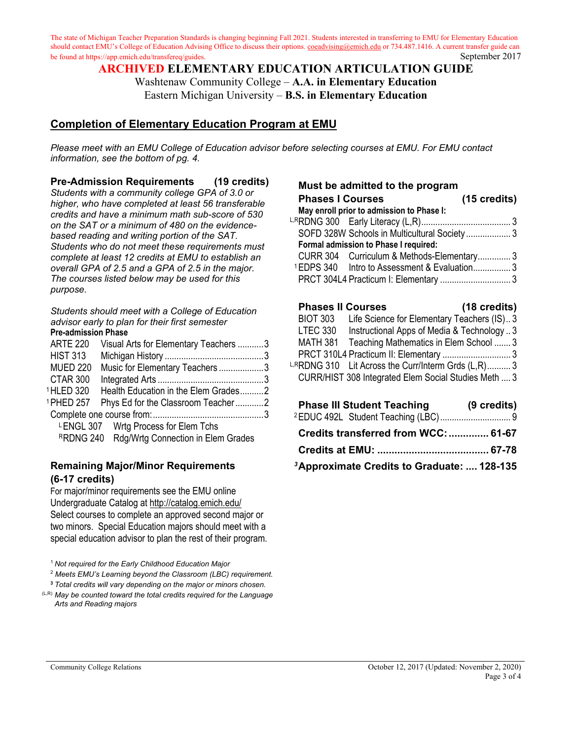The state of Michigan Teacher Preparation Standards is changing beginning Fall 2021. Students interested in transferring to EMU for Elementary Education should contact EMU's College of Education Advising Office to discuss their options. coeadvising@emich.edu or 734.487.1416. A current transfer guide can be found at https://app.emich.edu/transfereq/guides.

September 2017

# ARCHIVED ELEMENTARY EDUCATION ARTICULATION GUIDE

Washtenaw Community College – **A.A. in Elementary Education**
Eastern Michigan University – **B.S. in Elementary Education**

## Completion of Elementary Education Program at EMU

*Please meet with an EMU College of Education advisor before selecting courses at EMU. For EMU contact information, see the bottom of pg. 4.*

### Pre-Admission Requirements (19 credits)

*Students with a community college GPA of 3.0 or higher, who have completed at least 56 transferable credits and have a minimum math sub-score of 530 on the SAT or a minimum of 480 on the evidence-based reading and writing portion of the SAT. Students who do not meet these requirements must complete at least 12 credits at EMU to establish an overall GPA of 2.5 and a GPA of 2.5 in the major. The courses listed below may be used for this purpose.*

*Students should meet with a College of Education advisor early to plan for their first semester*

**Pre-admission Phase**

| Course | Title | Credits |
|---|---|---|
| ARTE 220 | Visual Arts for Elementary Teachers | 3 |
| HIST 313 | Michigan History | 3 |
| MUED 220 | Music for Elementary Teachers | 3 |
| CTAR 300 | Integrated Arts | 3 |
| [1]HLED 320 | Health Education in the Elem Grades | 2 |
| [1]PHED 257 | Phys Ed for the Classroom Teacher | 2 |
| Complete one course from: | | 3 |
| [L]ENGL 307 | Wrtg Process for Elem Tchs | |
| [R]RDNG 240 | Rdg/Wrtg Connection in Elem Grades | |

### Remaining Major/Minor Requirements (6-17 credits)

For major/minor requirements see the EMU online Undergraduate Catalog at http://catalog.emich.edu/ Select courses to complete an approved second major or two minors. Special Education majors should meet with a special education advisor to plan the rest of their program.

[1] *Not required for the Early Childhood Education Major*

[2] *Meets EMU's Learning beyond the Classroom (LBC) requirement.*

[3] *Total credits will vary depending on the major or minors chosen.*

(L,R) *May be counted toward the total credits required for the Language Arts and Reading majors*

### Must be admitted to the program

### Phases I Courses (15 credits)

**May enroll prior to admission to Phase I:**

| Course | Title | Credits |
|---|---|---|
| [L,R]RDNG 300 | Early Literacy (L,R) | 3 |
| SOFD 328W | Schools in Multicultural Society | 3 |

**Formal admission to Phase I required:**

| Course | Title | Credits |
|---|---|---|
| CURR 304 | Curriculum & Methods-Elementary | 3 |
| [1]EDPS 340 | Intro to Assessment & Evaluation | 3 |
| PRCT 304L4 | Practicum I: Elementary | 3 |

### Phases II Courses (18 credits)

| Course | Title | Credits |
|---|---|---|
| BIOT 303 | Life Science for Elementary Teachers (IS) | 3 |
| LTEC 330 | Instructional Apps of Media & Technology | 3 |
| MATH 381 | Teaching Mathematics in Elem School | 3 |
| PRCT 310L4 | Practicum II: Elementary | 3 |
| [L,R]RDNG 310 | Lit Across the Curr/Interm Grds (L,R) | 3 |
| CURR/HIST 308 | Integrated Elem Social Studies Meth | 3 |

### Phase III Student Teaching (9 credits)

| Course | Title | Credits |
|---|---|---|
| [2]EDUC 492L | Student Teaching (LBC) | 9 |

**Credits transferred from WCC: 61-67**

**Credits at EMU: 67-78**

**[3]Approximate Credits to Graduate: 128-135**

Community College Relations

October 12, 2017 (Updated: November 2, 2020)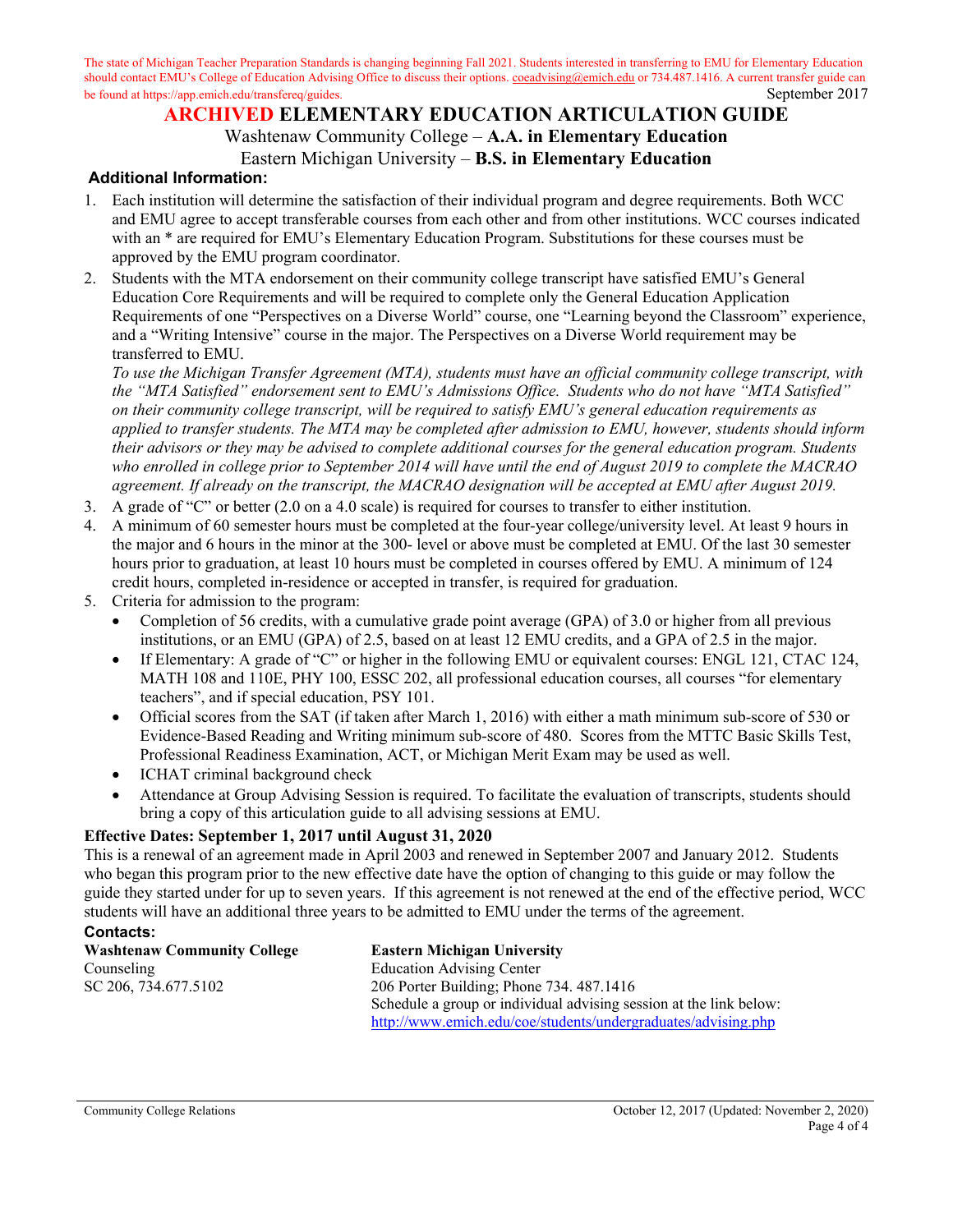The state of Michigan Teacher Preparation Standards is changing beginning Fall 2021. Students interested in transferring to EMU for Elementary Education should contact EMU's College of Education Advising Office to discuss their options. coeadvising@emich.edu or 734.487.1416. A current transfer guide can be found at https://app.emich.edu/transfereq/guides.

September 2017

# ARCHIVED ELEMENTARY EDUCATION ARTICULATION GUIDE

Washtenaw Community College – **A.A. in Elementary Education**

Eastern Michigan University – **B.S. in Elementary Education**

### Additional Information:

1. Each institution will determine the satisfaction of their individual program and degree requirements. Both WCC and EMU agree to accept transferable courses from each other and from other institutions. WCC courses indicated with an * are required for EMU's Elementary Education Program. Substitutions for these courses must be approved by the EMU program coordinator.
2. Students with the MTA endorsement on their community college transcript have satisfied EMU's General Education Core Requirements and will be required to complete only the General Education Application Requirements of one "Perspectives on a Diverse World" course, one "Learning beyond the Classroom" experience, and a "Writing Intensive" course in the major. The Perspectives on a Diverse World requirement may be transferred to EMU.
   *To use the Michigan Transfer Agreement (MTA), students must have an official community college transcript, with the "MTA Satisfied" endorsement sent to EMU's Admissions Office. Students who do not have "MTA Satisfied" on their community college transcript, will be required to satisfy EMU's general education requirements as applied to transfer students. The MTA may be completed after admission to EMU, however, students should inform their advisors or they may be advised to complete additional courses for the general education program. Students who enrolled in college prior to September 2014 will have until the end of August 2019 to complete the MACRAO agreement. If already on the transcript, the MACRAO designation will be accepted at EMU after August 2019.*
3. A grade of "C" or better (2.0 on a 4.0 scale) is required for courses to transfer to either institution.
4. A minimum of 60 semester hours must be completed at the four-year college/university level. At least 9 hours in the major and 6 hours in the minor at the 300- level or above must be completed at EMU. Of the last 30 semester hours prior to graduation, at least 10 hours must be completed in courses offered by EMU. A minimum of 124 credit hours, completed in-residence or accepted in transfer, is required for graduation.
5. Criteria for admission to the program:
   - Completion of 56 credits, with a cumulative grade point average (GPA) of 3.0 or higher from all previous institutions, or an EMU (GPA) of 2.5, based on at least 12 EMU credits, and a GPA of 2.5 in the major.
   - If Elementary: A grade of "C" or higher in the following EMU or equivalent courses: ENGL 121, CTAC 124, MATH 108 and 110E, PHY 100, ESSC 202, all professional education courses, all courses "for elementary teachers", and if special education, PSY 101.
   - Official scores from the SAT (if taken after March 1, 2016) with either a math minimum sub-score of 530 or Evidence-Based Reading and Writing minimum sub-score of 480. Scores from the MTTC Basic Skills Test, Professional Readiness Examination, ACT, or Michigan Merit Exam may be used as well.
   - ICHAT criminal background check
   - Attendance at Group Advising Session is required. To facilitate the evaluation of transcripts, students should bring a copy of this articulation guide to all advising sessions at EMU.

### Effective Dates: September 1, 2017 until August 31, 2020

This is a renewal of an agreement made in April 2003 and renewed in September 2007 and January 2012. Students who began this program prior to the new effective date have the option of changing to this guide or may follow the guide they started under for up to seven years. If this agreement is not renewed at the end of the effective period, WCC students will have an additional three years to be admitted to EMU under the terms of the agreement.

### Contacts:

**Washtenaw Community College**
Counseling
SC 206, 734.677.5102

**Eastern Michigan University**
Education Advising Center
206 Porter Building; Phone 734. 487.1416
Schedule a group or individual advising session at the link below:
http://www.emich.edu/coe/students/undergraduates/advising.php

Community College Relations

October 12, 2017 (Updated: November 2, 2020)